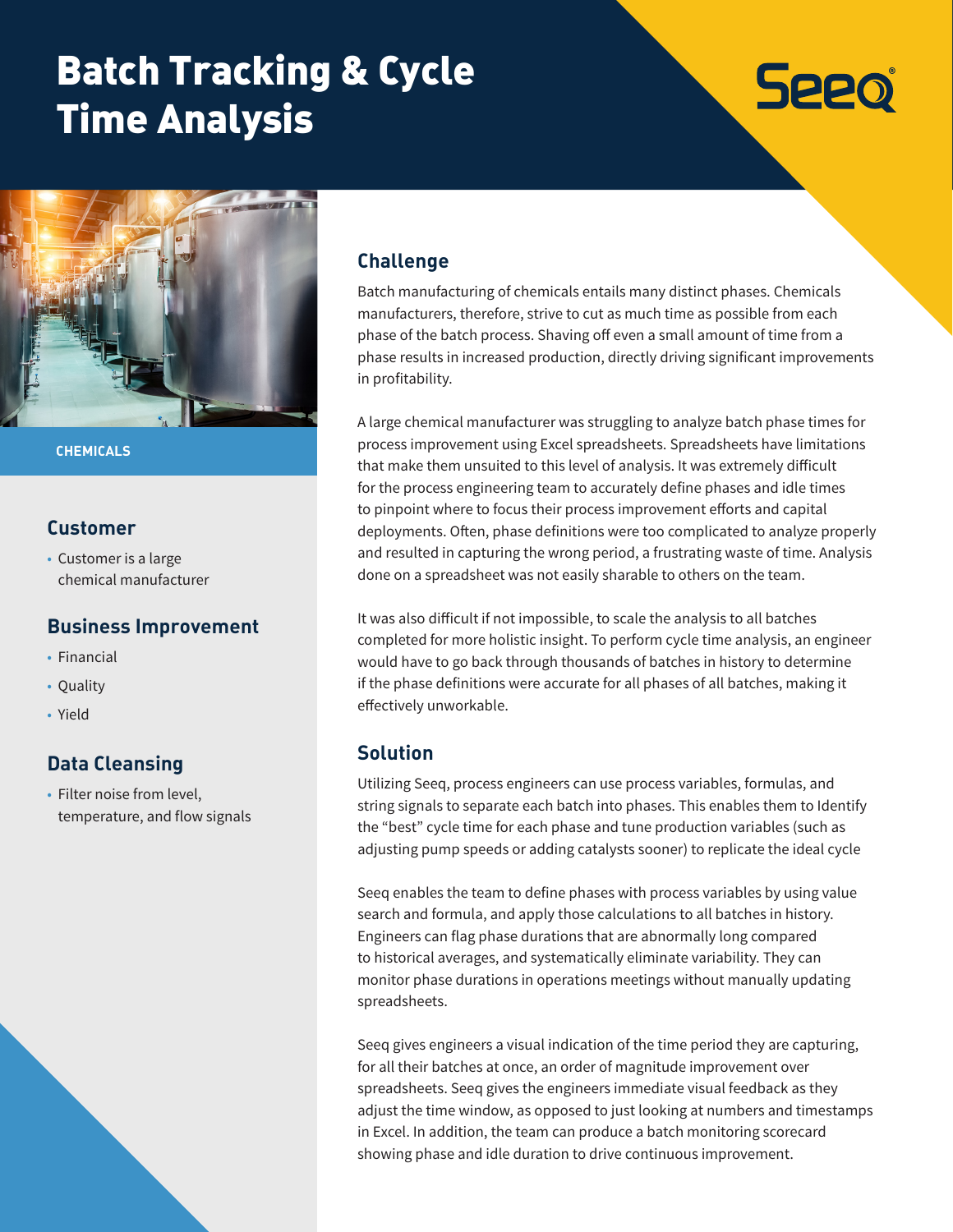# Batch Tracking & Cycle Time Analysis

CHEMICALS

## Customer

- Customer is a large chemical manufacturer

## Business Improvement

- Financial
- Quality
- Yield

## Data Cleansing

- Filter noise from level, temperature, and flow signals

## Challenge

Batch manufacturing of chemicals entails many distinct phases. Chemicals manufacturers, therefore, strive to cut as much time as possible from each phase of the batch process. Shaving off even a small amount of time from a phase results in increased production, directly driving significant improvements in profitability.

A large chemical manufacturer was struggling to analyze batch phase times for process improvement using Excel spreadsheets. Spreadsheets have limitations that make them unsuited to this level of analysis. It was extremely difficult for the process engineering team to accurately define phases and idle times to pinpoint where to focus their process improvement efforts and capital deployments. Often, phase definitions were too complicated to analyze properly and resulted in capturing the wrong period, a frustrating waste of time. Analysis done on a spreadsheet was not easily sharable to others on the team.

It was also difficult if not impossible, to scale the analysis to all batches completed for more holistic insight. To perform cycle time analysis, an engineer would have to go back through thousands of batches in history to determine if the phase definitions were accurate for all phases of all batches, making it effectively unworkable.

## Solution

Utilizing Seeq, process engineers can use process variables, formulas, and string signals to separate each batch into phases. This enables them to Identify the "best" cycle time for each phase and tune production variables (such as adjusting pump speeds or adding catalysts sooner) to replicate the ideal cycle

Seeq enables the team to define phases with process variables by using value search and formula, and apply those calculations to all batches in history. Engineers can flag phase durations that are abnormally long compared to historical averages, and systematically eliminate variability. They can monitor phase durations in operations meetings without manually updating spreadsheets.

Seeq gives engineers a visual indication of the time period they are capturing, for all their batches at once, an order of magnitude improvement over spreadsheets. Seeq gives the engineers immediate visual feedback as they adjust the time window, as opposed to just looking at numbers and timestamps in Excel. In addition, the team can produce a batch monitoring scorecard showing phase and idle duration to drive continuous improvement.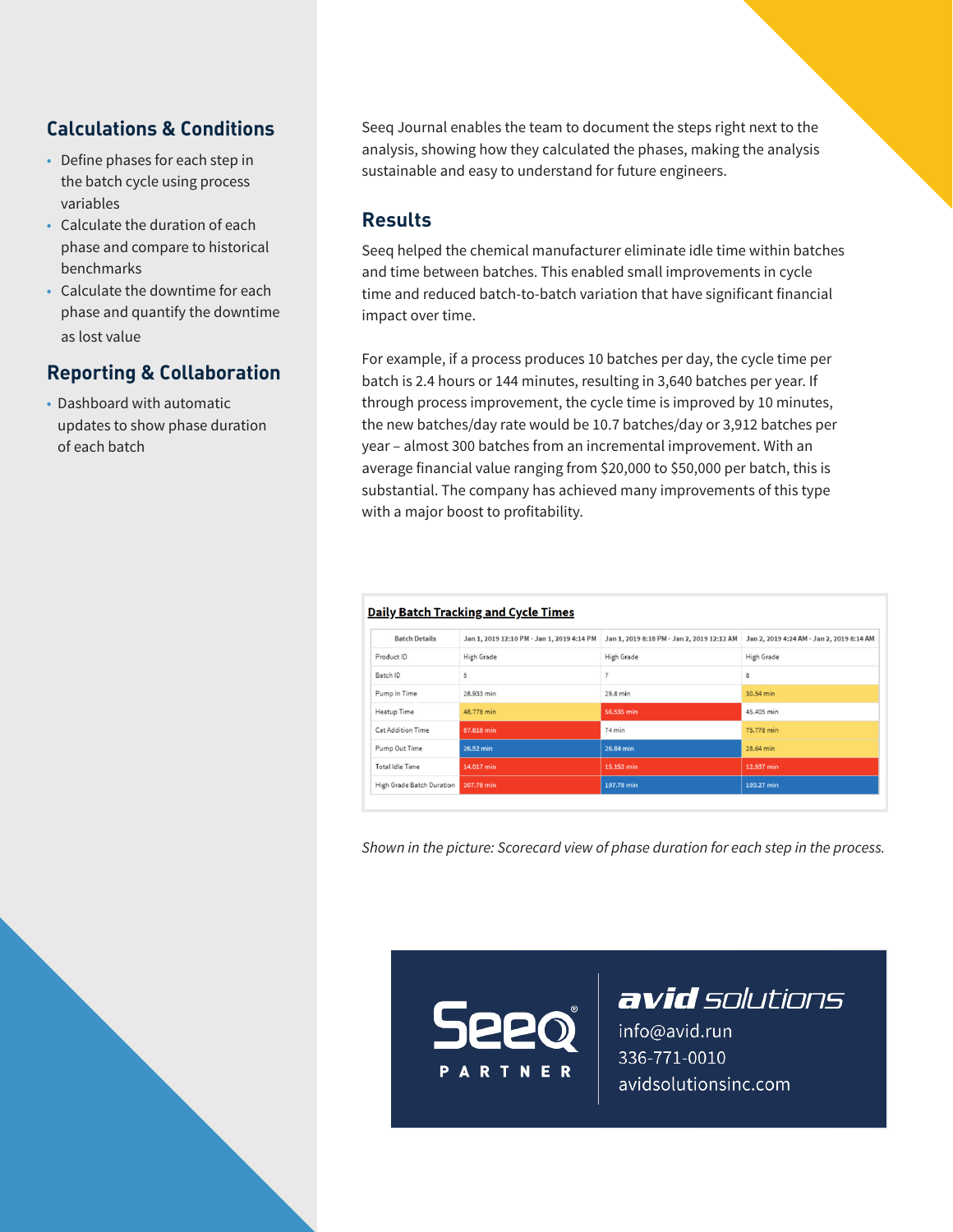## Calculations & Conditions

- Define phases for each step in the batch cycle using process variables
- Calculate the duration of each phase and compare to historical benchmarks
- Calculate the downtime for each phase and quantify the downtime as lost value

## Reporting & Collaboration

- Dashboard with automatic updates to show phase duration of each batch

Seeq Journal enables the team to document the steps right next to the analysis, showing how they calculated the phases, making the analysis sustainable and easy to understand for future engineers.

## Results

Seeq helped the chemical manufacturer eliminate idle time within batches and time between batches. This enabled small improvements in cycle time and reduced batch-to-batch variation that have significant financial impact over time.

For example, if a process produces 10 batches per day, the cycle time per batch is 2.4 hours or 144 minutes, resulting in 3,640 batches per year. If through process improvement, the cycle time is improved by 10 minutes, the new batches/day rate would be 10.7 batches/day or 3,912 batches per year – almost 300 batches from an incremental improvement. With an average financial value ranging from $20,000 to $50,000 per batch, this is substantial. The company has achieved many improvements of this type with a major boost to profitability.

**Daily Batch Tracking and Cycle Times**

| Batch Details | Jan 1, 2019 12:10 PM - Jan 1, 2019 4:14 PM | Jan 1, 2019 8:18 PM - Jan 2, 2019 12:12 AM | Jan 2, 2019 4:24 AM - Jan 2, 2019 8:14 AM |
|---|---|---|---|
| Product ID | High Grade | High Grade | High Grade |
| Batch ID | 5 | 7 | 8 |
| Pump In Time | 28.933 min | 29.8 min | 30.54 min |
| Heatup Time | 48.778 min | 56.535 min | 45.405 min |
| Cat Addition Time | 87.818 min | 74 min | 75.778 min |
| Pump Out Time | 26.52 min | 26.84 min | 28.64 min |
| Total Idle Time | 14.017 min | 15.152 min | 12.937 min |
| High Grade Batch Duration | 207.78 min | 197.78 min | 193.27 min |

*Shown in the picture: Scorecard view of phase duration for each step in the process.*

Seeq® PARTNER

avid solutions
info@avid.run
336-771-0010
avidsolutionsinc.com